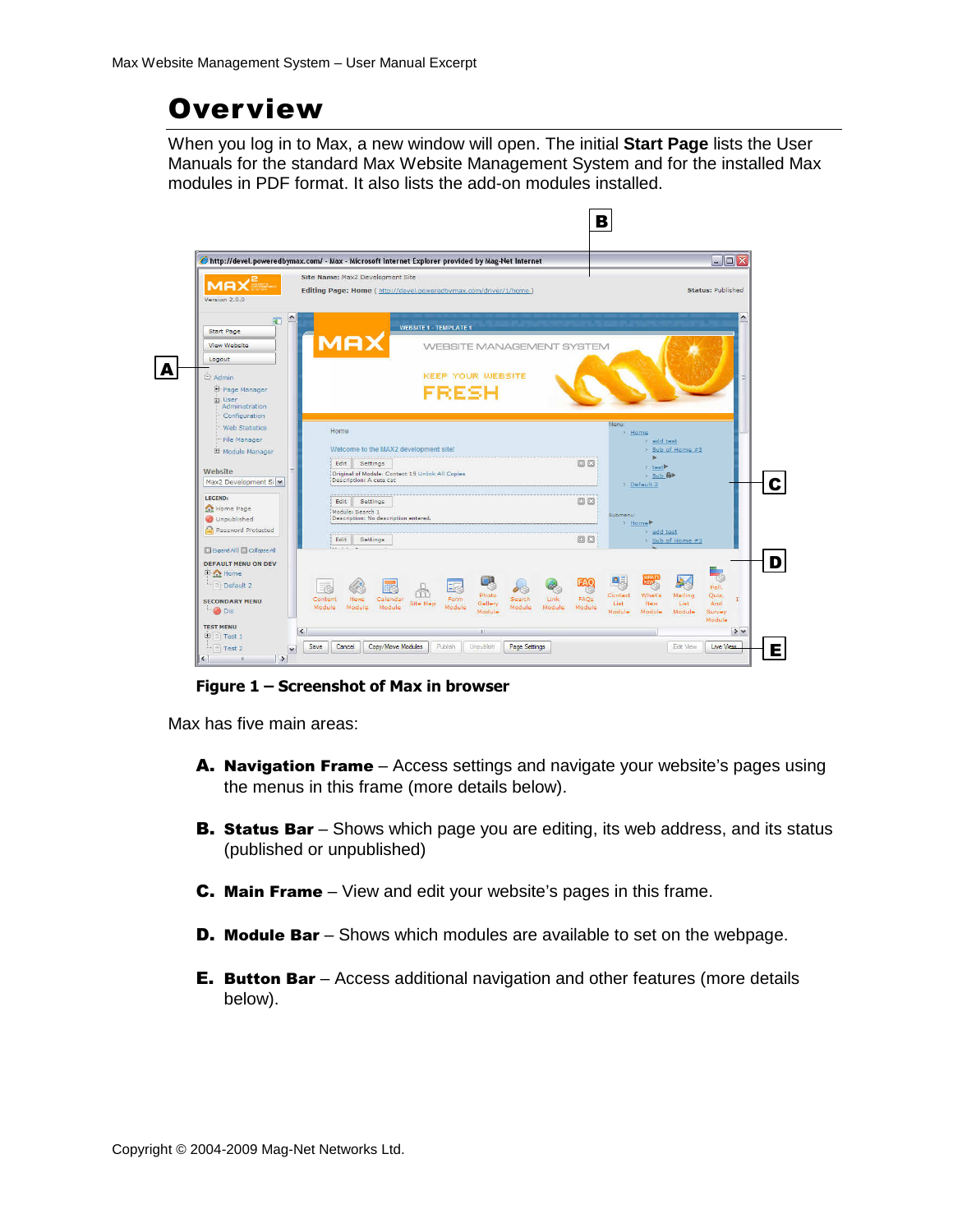# Overview

When you log in to Max, a new window will open. The initial **Start Page** lists the User Manuals for the standard Max Website Management System and for the installed Max modules in PDF format. It also lists the add-on modules installed.

**Figure 1 – Screenshot of Max in browser**

Max has five main areas:

**A. Navigation Frame** – Access settings and navigate your website's pages using the menus in this frame (more details below).

**B. Status Bar** – Shows which page you are editing, its web address, and its status (published or unpublished)

**C. Main Frame** – View and edit your website's pages in this frame.

**D. Module Bar** – Shows which modules are available to set on the webpage.

**E. Button Bar** – Access additional navigation and other features (more details below).

Copyright © 2004-2009 Mag-Net Networks Ltd.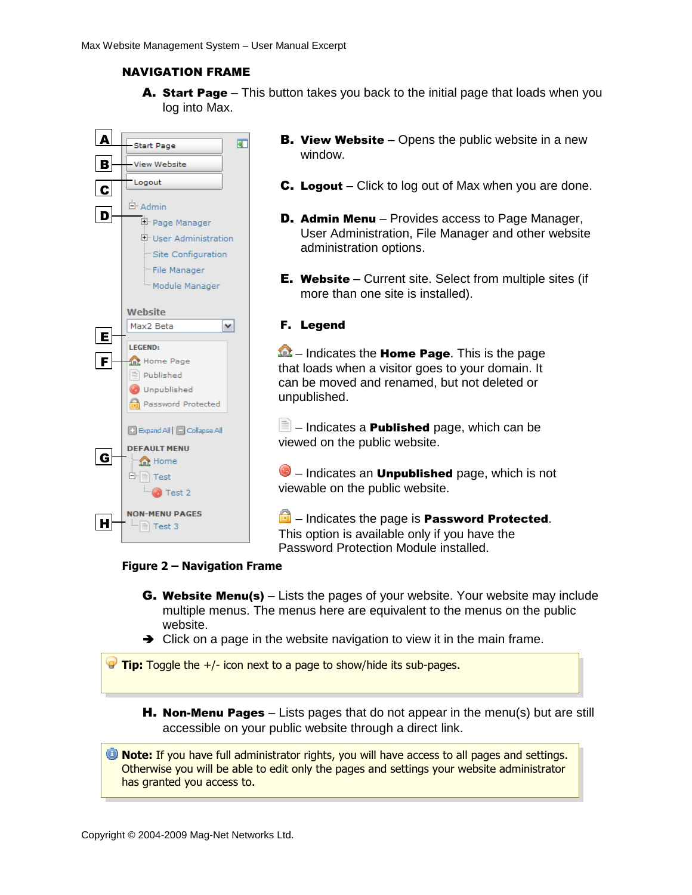## NAVIGATION FRAME

**A. Start Page** – This button takes you back to the initial page that loads when you log into Max.

**B. View Website** – Opens the public website in a new window.

**C. Logout** – Click to log out of Max when you are done.

**D. Admin Menu** – Provides access to Page Manager, User Administration, File Manager and other website administration options.

**E. Website** – Current site. Select from multiple sites (if more than one site is installed).

**F. Legend**

– Indicates the **Home Page**. This is the page that loads when a visitor goes to your domain. It can be moved and renamed, but not deleted or unpublished.

– Indicates a **Published** page, which can be viewed on the public website.

– Indicates an **Unpublished** page, which is not viewable on the public website.

– Indicates the page is **Password Protected**. This option is available only if you have the Password Protection Module installed.

**Figure 2 – Navigation Frame**

**G. Website Menu(s)** – Lists the pages of your website. Your website may include multiple menus. The menus here are equivalent to the menus on the public website.

➔ Click on a page in the website navigation to view it in the main frame.

> **Tip:** Toggle the +/- icon next to a page to show/hide its sub-pages.

**H. Non-Menu Pages** – Lists pages that do not appear in the menu(s) but are still accessible on your public website through a direct link.

> **Note:** If you have full administrator rights, you will have access to all pages and settings. Otherwise you will be able to edit only the pages and settings your website administrator has granted you access to.